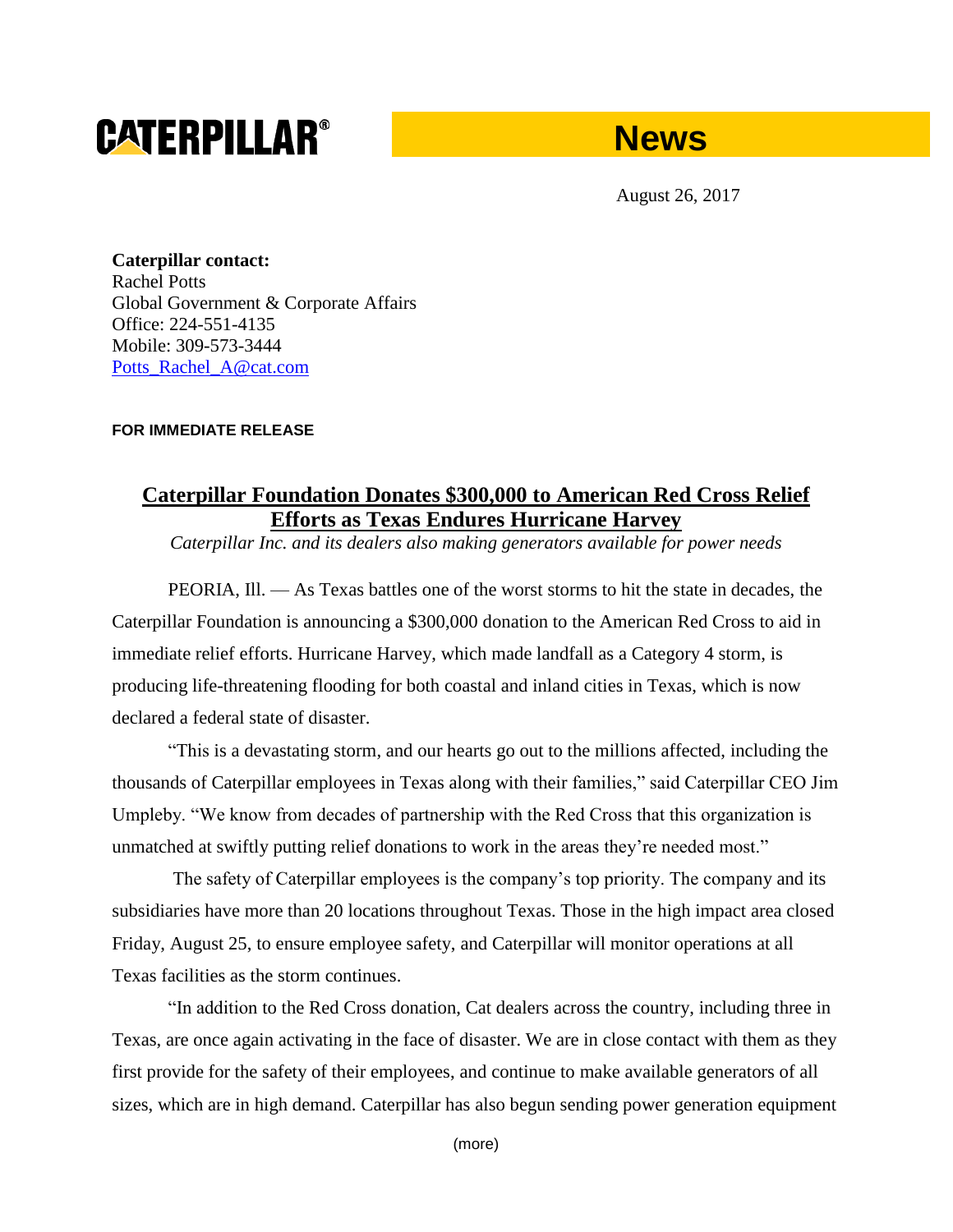**CATERPILLAR®** **News**

August 26, 2017

**Caterpillar contact:**
Rachel Potts
Global Government & Corporate Affairs
Office: 224-551-4135
Mobile: 309-573-3444
Potts_Rachel_A@cat.com

**FOR IMMEDIATE RELEASE**

# Caterpillar Foundation Donates $300,000 to American Red Cross Relief Efforts as Texas Endures Hurricane Harvey

*Caterpillar Inc. and its dealers also making generators available for power needs*

PEORIA, Ill. — As Texas battles one of the worst storms to hit the state in decades, the Caterpillar Foundation is announcing a $300,000 donation to the American Red Cross to aid in immediate relief efforts. Hurricane Harvey, which made landfall as a Category 4 storm, is producing life-threatening flooding for both coastal and inland cities in Texas, which is now declared a federal state of disaster.

"This is a devastating storm, and our hearts go out to the millions affected, including the thousands of Caterpillar employees in Texas along with their families," said Caterpillar CEO Jim Umpleby. "We know from decades of partnership with the Red Cross that this organization is unmatched at swiftly putting relief donations to work in the areas they're needed most."

The safety of Caterpillar employees is the company's top priority. The company and its subsidiaries have more than 20 locations throughout Texas. Those in the high impact area closed Friday, August 25, to ensure employee safety, and Caterpillar will monitor operations at all Texas facilities as the storm continues.

"In addition to the Red Cross donation, Cat dealers across the country, including three in Texas, are once again activating in the face of disaster. We are in close contact with them as they first provide for the safety of their employees, and continue to make available generators of all sizes, which are in high demand. Caterpillar has also begun sending power generation equipment

(more)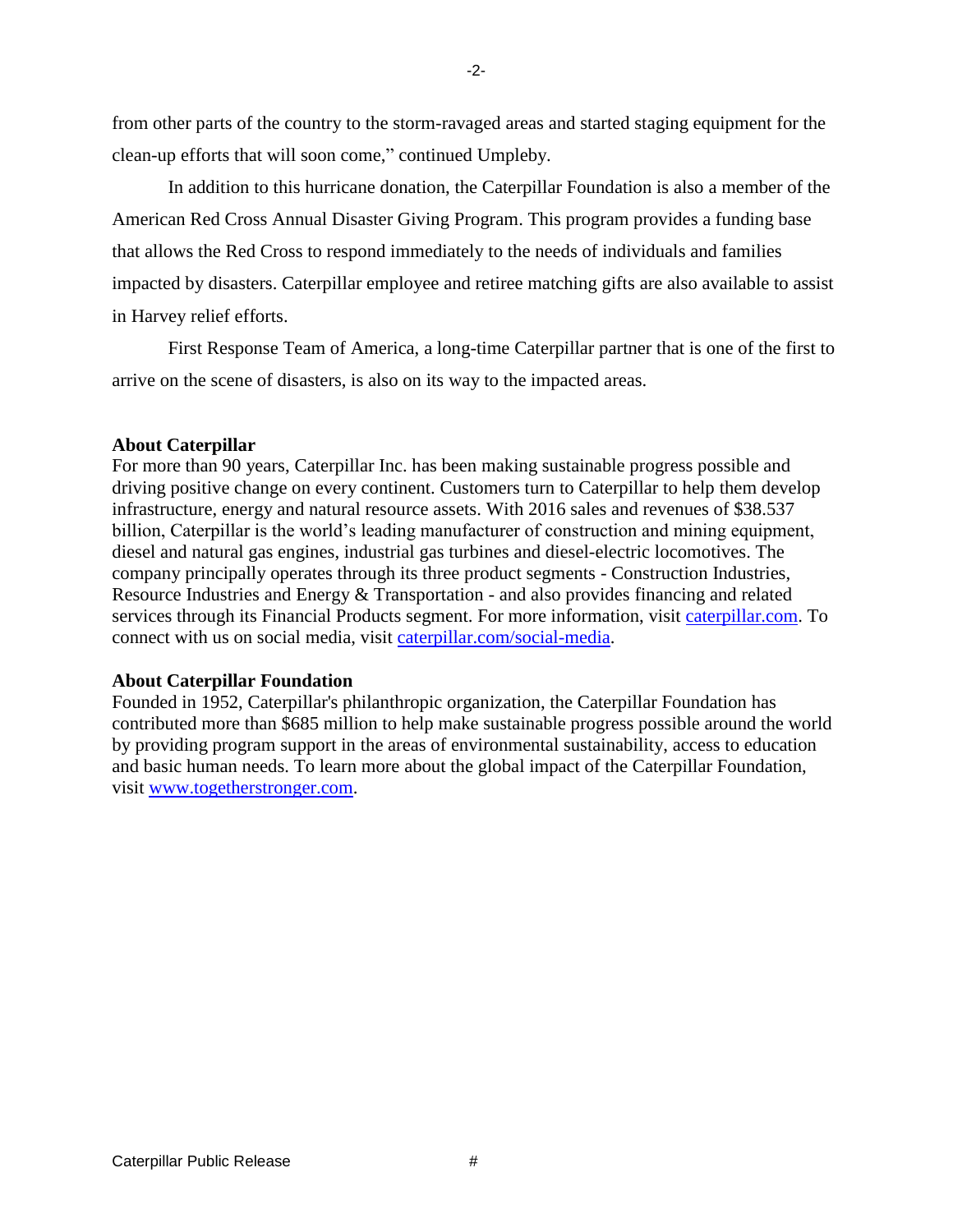from other parts of the country to the storm-ravaged areas and started staging equipment for the clean-up efforts that will soon come," continued Umpleby.

In addition to this hurricane donation, the Caterpillar Foundation is also a member of the American Red Cross Annual Disaster Giving Program. This program provides a funding base that allows the Red Cross to respond immediately to the needs of individuals and families impacted by disasters. Caterpillar employee and retiree matching gifts are also available to assist in Harvey relief efforts.

First Response Team of America, a long-time Caterpillar partner that is one of the first to arrive on the scene of disasters, is also on its way to the impacted areas.

**About Caterpillar**

For more than 90 years, Caterpillar Inc. has been making sustainable progress possible and driving positive change on every continent. Customers turn to Caterpillar to help them develop infrastructure, energy and natural resource assets. With 2016 sales and revenues of $38.537 billion, Caterpillar is the world's leading manufacturer of construction and mining equipment, diesel and natural gas engines, industrial gas turbines and diesel-electric locomotives. The company principally operates through its three product segments - Construction Industries, Resource Industries and Energy & Transportation - and also provides financing and related services through its Financial Products segment. For more information, visit [caterpillar.com](caterpillar.com). To connect with us on social media, visit [caterpillar.com/social-media](caterpillar.com/social-media).

**About Caterpillar Foundation**

Founded in 1952, Caterpillar's philanthropic organization, the Caterpillar Foundation has contributed more than $685 million to help make sustainable progress possible around the world by providing program support in the areas of environmental sustainability, access to education and basic human needs. To learn more about the global impact of the Caterpillar Foundation, visit [www.togetherstronger.com](www.togetherstronger.com).

#